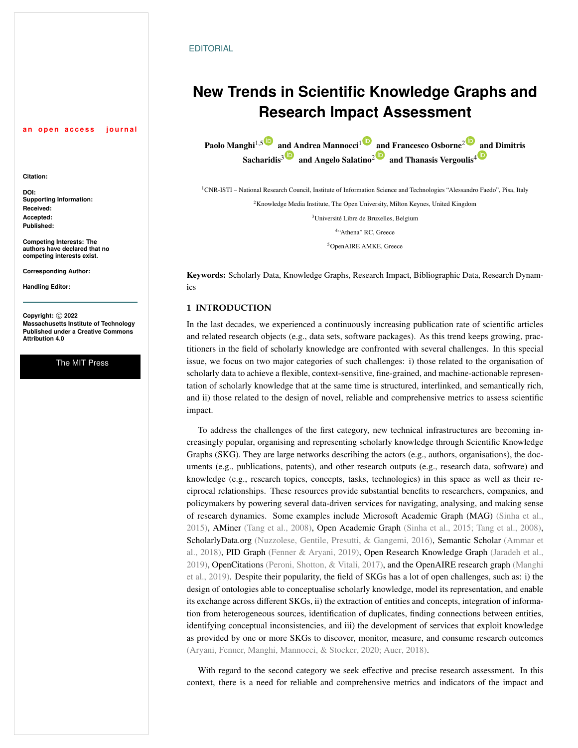EDITORIAL

# New Trends in Scientific Knowledge Graphs and Research Impact Assessment

**Paolo Manghi**[1,5] **and Andrea Mannocci**[1] **and Francesco Osborne**[2] **and Dimitris Sacharidis**[3] **and Angelo Salatino**[2] **and Thanasis Vergoulis**[4]

[1]CNR-ISTI – National Research Council, Institute of Information Science and Technologies "Alessandro Faedo", Pisa, Italy

[2]Knowledge Media Institute, The Open University, Milton Keynes, United Kingdom

[3]Université Libre de Bruxelles, Belgium

[4]"Athena" RC, Greece

[5]OpenAIRE AMKE, Greece

an open access journal

**Citation:**

**DOI:**

**Supporting Information:**

**Received:**

**Accepted:**

**Published:**

**Competing Interests:** The authors have declared that no competing interests exist.

**Corresponding Author:**

**Handling Editor:**

**Copyright:** © 2022 Massachusetts Institute of Technology Published under a Creative Commons Attribution 4.0

The MIT Press

**Keywords:** Scholarly Data, Knowledge Graphs, Research Impact, Bibliographic Data, Research Dynamics

## 1 INTRODUCTION

In the last decades, we experienced a continuously increasing publication rate of scientific articles and related research objects (e.g., data sets, software packages). As this trend keeps growing, practitioners in the field of scholarly knowledge are confronted with several challenges. In this special issue, we focus on two major categories of such challenges: i) those related to the organisation of scholarly data to achieve a flexible, context-sensitive, fine-grained, and machine-actionable representation of scholarly knowledge that at the same time is structured, interlinked, and semantically rich, and ii) those related to the design of novel, reliable and comprehensive metrics to assess scientific impact.

To address the challenges of the first category, new technical infrastructures are becoming increasingly popular, organising and representing scholarly knowledge through Scientific Knowledge Graphs (SKG). They are large networks describing the actors (e.g., authors, organisations), the documents (e.g., publications, patents), and other research outputs (e.g., research data, software) and knowledge (e.g., research topics, concepts, tasks, technologies) in this space as well as their reciprocal relationships. These resources provide substantial benefits to researchers, companies, and policymakers by powering several data-driven services for navigating, analysing, and making sense of research dynamics. Some examples include Microsoft Academic Graph (MAG) (Sinha et al., 2015), AMiner (Tang et al., 2008), Open Academic Graph (Sinha et al., 2015; Tang et al., 2008), ScholarlyData.org (Nuzzolese, Gentile, Presutti, & Gangemi, 2016), Semantic Scholar (Ammar et al., 2018), PID Graph (Fenner & Aryani, 2019), Open Research Knowledge Graph (Jaradeh et al., 2019), OpenCitations (Peroni, Shotton, & Vitali, 2017), and the OpenAIRE research graph (Manghi et al., 2019). Despite their popularity, the field of SKGs has a lot of open challenges, such as: i) the design of ontologies able to conceptualise scholarly knowledge, model its representation, and enable its exchange across different SKGs, ii) the extraction of entities and concepts, integration of information from heterogeneous sources, identification of duplicates, finding connections between entities, identifying conceptual inconsistencies, and iii) the development of services that exploit knowledge as provided by one or more SKGs to discover, monitor, measure, and consume research outcomes (Aryani, Fenner, Manghi, Mannocci, & Stocker, 2020; Auer, 2018).

With regard to the second category we seek effective and precise research assessment. In this context, there is a need for reliable and comprehensive metrics and indicators of the impact and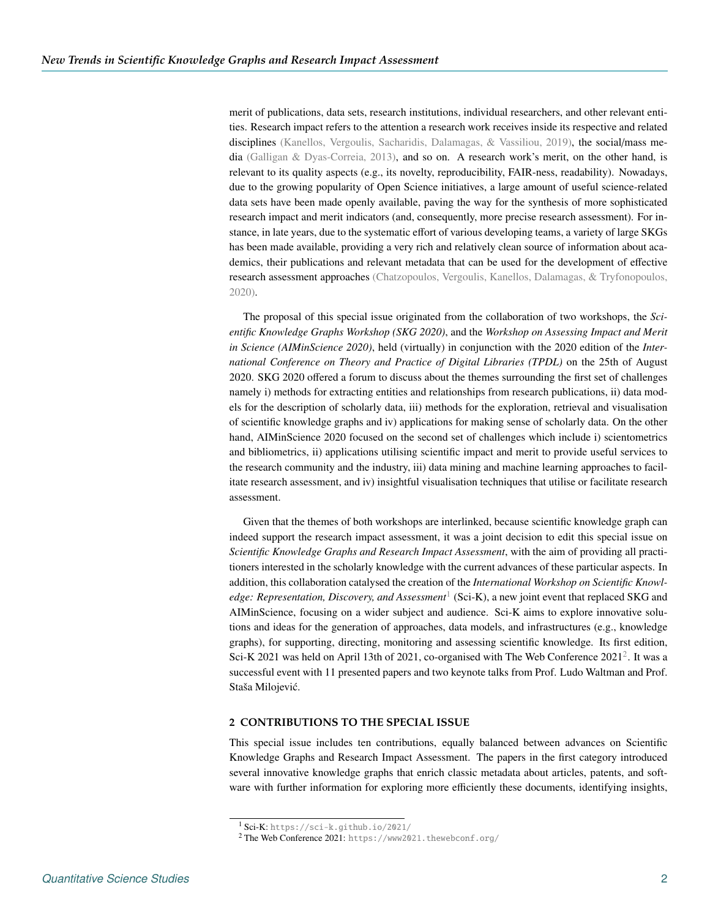merit of publications, data sets, research institutions, individual researchers, and other relevant entities. Research impact refers to the attention a research work receives inside its respective and related disciplines (Kanellos, Vergoulis, Sacharidis, Dalamagas, & Vassiliou, 2019), the social/mass media (Galligan & Dyas-Correia, 2013), and so on. A research work's merit, on the other hand, is relevant to its quality aspects (e.g., its novelty, reproducibility, FAIR-ness, readability). Nowadays, due to the growing popularity of Open Science initiatives, a large amount of useful science-related data sets have been made openly available, paving the way for the synthesis of more sophisticated research impact and merit indicators (and, consequently, more precise research assessment). For instance, in late years, due to the systematic effort of various developing teams, a variety of large SKGs has been made available, providing a very rich and relatively clean source of information about academics, their publications and relevant metadata that can be used for the development of effective research assessment approaches (Chatzopoulos, Vergoulis, Kanellos, Dalamagas, & Tryfonopoulos, 2020).

The proposal of this special issue originated from the collaboration of two workshops, the *Scientific Knowledge Graphs Workshop (SKG 2020)*, and the *Workshop on Assessing Impact and Merit in Science (AIMinScience 2020)*, held (virtually) in conjunction with the 2020 edition of the *International Conference on Theory and Practice of Digital Libraries (TPDL)* on the 25th of August 2020. SKG 2020 offered a forum to discuss about the themes surrounding the first set of challenges namely i) methods for extracting entities and relationships from research publications, ii) data models for the description of scholarly data, iii) methods for the exploration, retrieval and visualisation of scientific knowledge graphs and iv) applications for making sense of scholarly data. On the other hand, AIMinScience 2020 focused on the second set of challenges which include i) scientometrics and bibliometrics, ii) applications utilising scientific impact and merit to provide useful services to the research community and the industry, iii) data mining and machine learning approaches to facilitate research assessment, and iv) insightful visualisation techniques that utilise or facilitate research assessment.

Given that the themes of both workshops are interlinked, because scientific knowledge graph can indeed support the research impact assessment, it was a joint decision to edit this special issue on *Scientific Knowledge Graphs and Research Impact Assessment*, with the aim of providing all practitioners interested in the scholarly knowledge with the current advances of these particular aspects. In addition, this collaboration catalysed the creation of the *International Workshop on Scientific Knowledge: Representation, Discovery, and Assessment*[1] (Sci-K), a new joint event that replaced SKG and AIMinScience, focusing on a wider subject and audience. Sci-K aims to explore innovative solutions and ideas for the generation of approaches, data models, and infrastructures (e.g., knowledge graphs), for supporting, directing, monitoring and assessing scientific knowledge. Its first edition, Sci-K 2021 was held on April 13th of 2021, co-organised with The Web Conference 2021[2]. It was a successful event with 11 presented papers and two keynote talks from Prof. Ludo Waltman and Prof. Staša Milojević.

## 2 CONTRIBUTIONS TO THE SPECIAL ISSUE

This special issue includes ten contributions, equally balanced between advances on Scientific Knowledge Graphs and Research Impact Assessment. The papers in the first category introduced several innovative knowledge graphs that enrich classic metadata about articles, patents, and software with further information for exploring more efficiently these documents, identifying insights,

[1] Sci-K: https://sci-k.github.io/2021/

[2] The Web Conference 2021: https://www2021.thewebconf.org/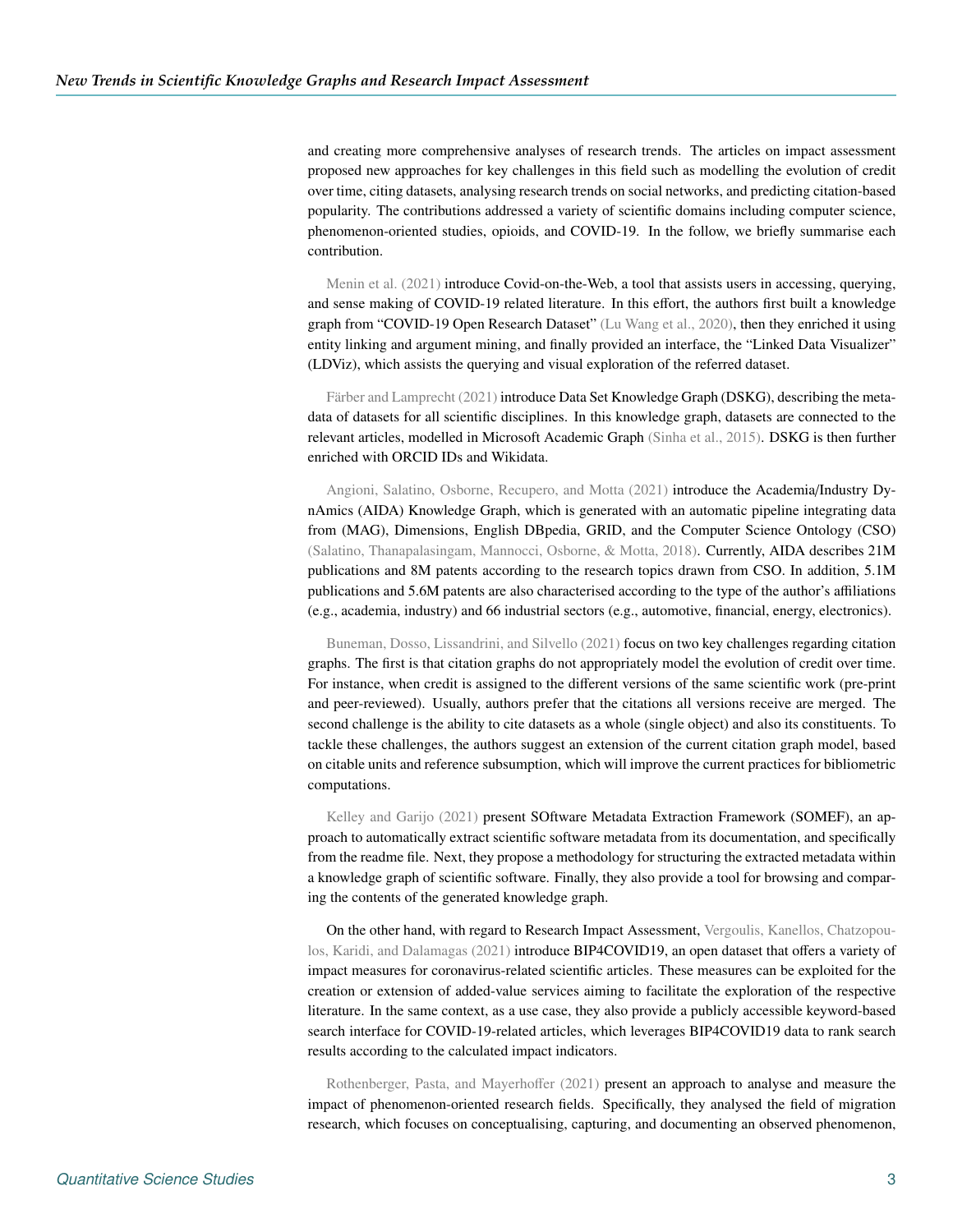and creating more comprehensive analyses of research trends. The articles on impact assessment proposed new approaches for key challenges in this field such as modelling the evolution of credit over time, citing datasets, analysing research trends on social networks, and predicting citation-based popularity. The contributions addressed a variety of scientific domains including computer science, phenomenon-oriented studies, opioids, and COVID-19. In the follow, we briefly summarise each contribution.

Menin et al. (2021) introduce Covid-on-the-Web, a tool that assists users in accessing, querying, and sense making of COVID-19 related literature. In this effort, the authors first built a knowledge graph from "COVID-19 Open Research Dataset" (Lu Wang et al., 2020), then they enriched it using entity linking and argument mining, and finally provided an interface, the "Linked Data Visualizer" (LDViz), which assists the querying and visual exploration of the referred dataset.

Färber and Lamprecht (2021) introduce Data Set Knowledge Graph (DSKG), describing the metadata of datasets for all scientific disciplines. In this knowledge graph, datasets are connected to the relevant articles, modelled in Microsoft Academic Graph (Sinha et al., 2015). DSKG is then further enriched with ORCID IDs and Wikidata.

Angioni, Salatino, Osborne, Recupero, and Motta (2021) introduce the Academia/Industry DynAmics (AIDA) Knowledge Graph, which is generated with an automatic pipeline integrating data from (MAG), Dimensions, English DBpedia, GRID, and the Computer Science Ontology (CSO) (Salatino, Thanapalasingam, Mannocci, Osborne, & Motta, 2018). Currently, AIDA describes 21M publications and 8M patents according to the research topics drawn from CSO. In addition, 5.1M publications and 5.6M patents are also characterised according to the type of the author's affiliations (e.g., academia, industry) and 66 industrial sectors (e.g., automotive, financial, energy, electronics).

Buneman, Dosso, Lissandrini, and Silvello (2021) focus on two key challenges regarding citation graphs. The first is that citation graphs do not appropriately model the evolution of credit over time. For instance, when credit is assigned to the different versions of the same scientific work (pre-print and peer-reviewed). Usually, authors prefer that the citations all versions receive are merged. The second challenge is the ability to cite datasets as a whole (single object) and also its constituents. To tackle these challenges, the authors suggest an extension of the current citation graph model, based on citable units and reference subsumption, which will improve the current practices for bibliometric computations.

Kelley and Garijo (2021) present SOftware Metadata Extraction Framework (SOMEF), an approach to automatically extract scientific software metadata from its documentation, and specifically from the readme file. Next, they propose a methodology for structuring the extracted metadata within a knowledge graph of scientific software. Finally, they also provide a tool for browsing and comparing the contents of the generated knowledge graph.

On the other hand, with regard to Research Impact Assessment, Vergoulis, Kanellos, Chatzopoulos, Karidi, and Dalamagas (2021) introduce BIP4COVID19, an open dataset that offers a variety of impact measures for coronavirus-related scientific articles. These measures can be exploited for the creation or extension of added-value services aiming to facilitate the exploration of the respective literature. In the same context, as a use case, they also provide a publicly accessible keyword-based search interface for COVID-19-related articles, which leverages BIP4COVID19 data to rank search results according to the calculated impact indicators.

Rothenberger, Pasta, and Mayerhoffer (2021) present an approach to analyse and measure the impact of phenomenon-oriented research fields. Specifically, they analysed the field of migration research, which focuses on conceptualising, capturing, and documenting an observed phenomenon,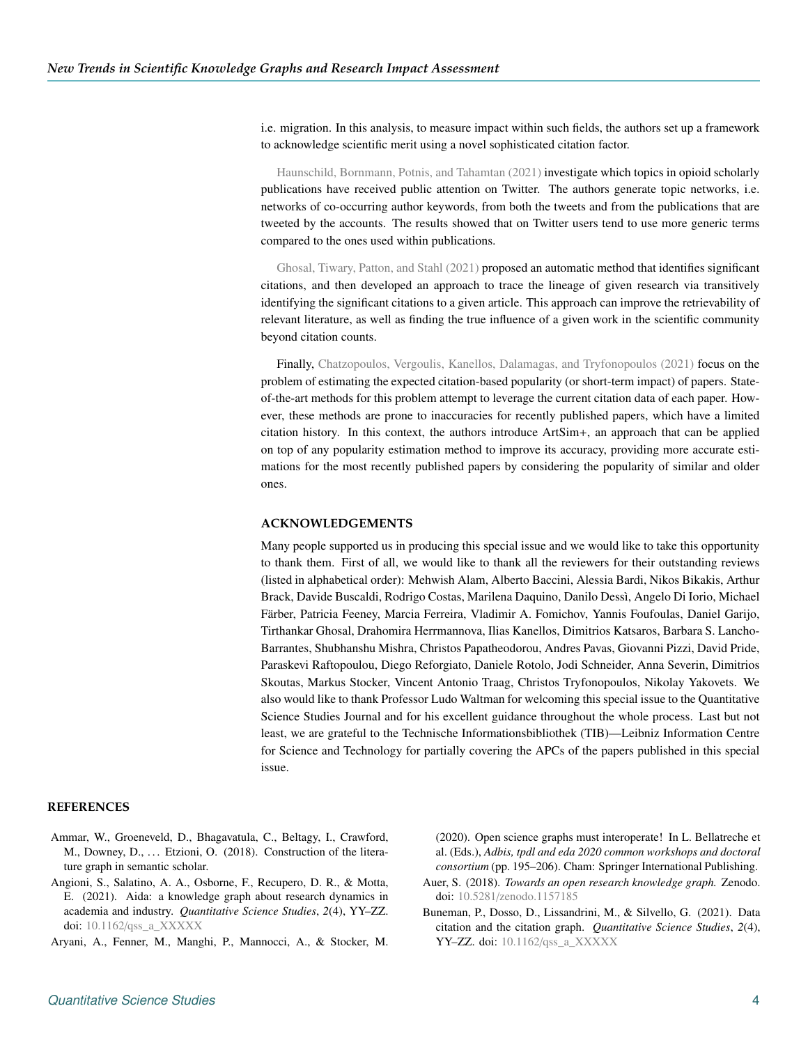i.e. migration. In this analysis, to measure impact within such fields, the authors set up a framework to acknowledge scientific merit using a novel sophisticated citation factor.

Haunschild, Bornmann, Potnis, and Tahamtan (2021) investigate which topics in opioid scholarly publications have received public attention on Twitter. The authors generate topic networks, i.e. networks of co-occurring author keywords, from both the tweets and from the publications that are tweeted by the accounts. The results showed that on Twitter users tend to use more generic terms compared to the ones used within publications.

Ghosal, Tiwary, Patton, and Stahl (2021) proposed an automatic method that identifies significant citations, and then developed an approach to trace the lineage of given research via transitively identifying the significant citations to a given article. This approach can improve the retrievability of relevant literature, as well as finding the true influence of a given work in the scientific community beyond citation counts.

Finally, Chatzopoulos, Vergoulis, Kanellos, Dalamagas, and Tryfonopoulos (2021) focus on the problem of estimating the expected citation-based popularity (or short-term impact) of papers. State-of-the-art methods for this problem attempt to leverage the current citation data of each paper. However, these methods are prone to inaccuracies for recently published papers, which have a limited citation history. In this context, the authors introduce ArtSim+, an approach that can be applied on top of any popularity estimation method to improve its accuracy, providing more accurate estimations for the most recently published papers by considering the popularity of similar and older ones.

## ACKNOWLEDGEMENTS

Many people supported us in producing this special issue and we would like to take this opportunity to thank them. First of all, we would like to thank all the reviewers for their outstanding reviews (listed in alphabetical order): Mehwish Alam, Alberto Baccini, Alessia Bardi, Nikos Bikakis, Arthur Brack, Davide Buscaldi, Rodrigo Costas, Marilena Daquino, Danilo Dessì, Angelo Di Iorio, Michael Färber, Patricia Feeney, Marcia Ferreira, Vladimir A. Fomichov, Yannis Foufoulas, Daniel Garijo, Tirthankar Ghosal, Drahomira Herrmannova, Ilias Kanellos, Dimitrios Katsaros, Barbara S. Lancho-Barrantes, Shubhanshu Mishra, Christos Papatheodorou, Andres Pavas, Giovanni Pizzi, David Pride, Paraskevi Raftopoulou, Diego Reforgiato, Daniele Rotolo, Jodi Schneider, Anna Severin, Dimitrios Skoutas, Markus Stocker, Vincent Antonio Traag, Christos Tryfonopoulos, Nikolay Yakovets. We also would like to thank Professor Ludo Waltman for welcoming this special issue to the Quantitative Science Studies Journal and for his excellent guidance throughout the whole process. Last but not least, we are grateful to the Technische Informationsbibliothek (TIB)—Leibniz Information Centre for Science and Technology for partially covering the APCs of the papers published in this special issue.

## REFERENCES

Ammar, W., Groeneveld, D., Bhagavatula, C., Beltagy, I., Crawford, M., Downey, D., … Etzioni, O. (2018). Construction of the literature graph in semantic scholar.

Angioni, S., Salatino, A. A., Osborne, F., Recupero, D. R., & Motta, E. (2021). Aida: a knowledge graph about research dynamics in academia and industry. *Quantitative Science Studies*, *2*(4), YY–ZZ. doi: 10.1162/qss_a_XXXXX

Aryani, A., Fenner, M., Manghi, P., Mannocci, A., & Stocker, M. (2020). Open science graphs must interoperate! In L. Bellatreche et al. (Eds.), *Adbis, tpdl and eda 2020 common workshops and doctoral consortium* (pp. 195–206). Cham: Springer International Publishing.

Auer, S. (2018). *Towards an open research knowledge graph.* Zenodo. doi: 10.5281/zenodo.1157185

Buneman, P., Dosso, D., Lissandrini, M., & Silvello, G. (2021). Data citation and the citation graph. *Quantitative Science Studies*, *2*(4), YY–ZZ. doi: 10.1162/qss_a_XXXXX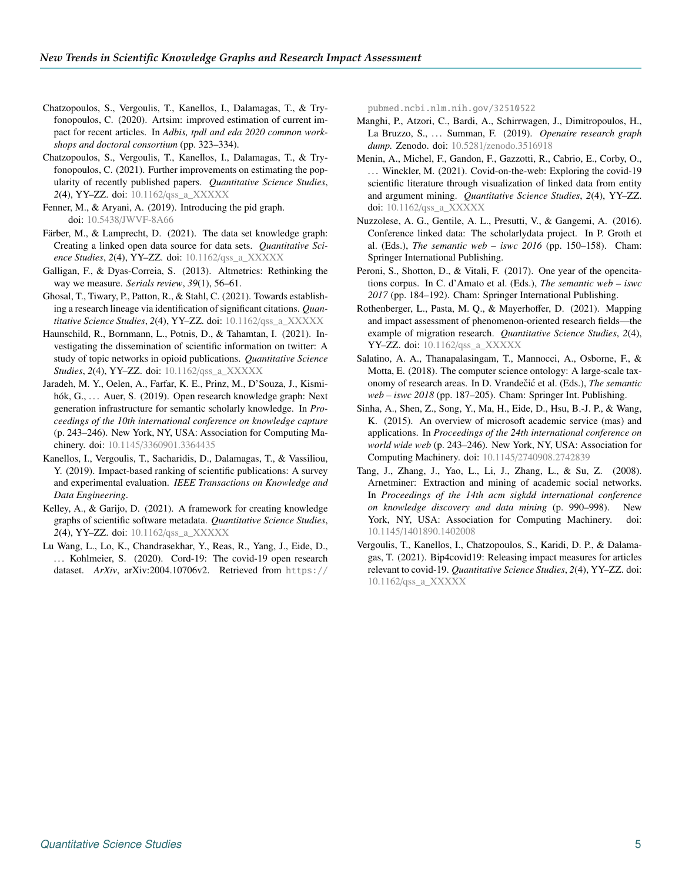Chatzopoulos, S., Vergoulis, T., Kanellos, I., Dalamagas, T., & Tryfonopoulos, C. (2020). Artsim: improved estimation of current impact for recent articles. In *Adbis, tpdl and eda 2020 common workshops and doctoral consortium* (pp. 323–334).

Chatzopoulos, S., Vergoulis, T., Kanellos, I., Dalamagas, T., & Tryfonopoulos, C. (2021). Further improvements on estimating the popularity of recently published papers. *Quantitative Science Studies*, *2*(4), YY–ZZ. doi: 10.1162/qss_a_XXXXX

Fenner, M., & Aryani, A. (2019). Introducing the pid graph. doi: 10.5438/JWVF-8A66

Färber, M., & Lamprecht, D. (2021). The data set knowledge graph: Creating a linked open data source for data sets. *Quantitative Science Studies*, *2*(4), YY–ZZ. doi: 10.1162/qss_a_XXXXX

Galligan, F., & Dyas-Correia, S. (2013). Altmetrics: Rethinking the way we measure. *Serials review*, *39*(1), 56–61.

Ghosal, T., Tiwary, P., Patton, R., & Stahl, C. (2021). Towards establishing a research lineage via identification of significant citations. *Quantitative Science Studies*, *2*(4), YY–ZZ. doi: 10.1162/qss_a_XXXXX

Haunschild, R., Bornmann, L., Potnis, D., & Tahamtan, I. (2021). Investigating the dissemination of scientific information on twitter: A study of topic networks in opioid publications. *Quantitative Science Studies*, *2*(4), YY–ZZ. doi: 10.1162/qss_a_XXXXX

Jaradeh, M. Y., Oelen, A., Farfar, K. E., Prinz, M., D'Souza, J., Kismihók, G., … Auer, S. (2019). Open research knowledge graph: Next generation infrastructure for semantic scholarly knowledge. In *Proceedings of the 10th international conference on knowledge capture* (p. 243–246). New York, NY, USA: Association for Computing Machinery. doi: 10.1145/3360901.3364435

Kanellos, I., Vergoulis, T., Sacharidis, D., Dalamagas, T., & Vassiliou, Y. (2019). Impact-based ranking of scientific publications: A survey and experimental evaluation. *IEEE Transactions on Knowledge and Data Engineering*.

Kelley, A., & Garijo, D. (2021). A framework for creating knowledge graphs of scientific software metadata. *Quantitative Science Studies*, *2*(4), YY–ZZ. doi: 10.1162/qss_a_XXXXX

Lu Wang, L., Lo, K., Chandrasekhar, Y., Reas, R., Yang, J., Eide, D., … Kohlmeier, S. (2020). Cord-19: The covid-19 open research dataset. *ArXiv*, arXiv:2004.10706v2. Retrieved from `https://pubmed.ncbi.nlm.nih.gov/32510522`

Manghi, P., Atzori, C., Bardi, A., Schirrwagen, J., Dimitropoulos, H., La Bruzzo, S., … Summan, F. (2019). *Openaire research graph dump.* Zenodo. doi: 10.5281/zenodo.3516918

Menin, A., Michel, F., Gandon, F., Gazzotti, R., Cabrio, E., Corby, O., … Winckler, M. (2021). Covid-on-the-web: Exploring the covid-19 scientific literature through visualization of linked data from entity and argument mining. *Quantitative Science Studies*, *2*(4), YY–ZZ. doi: 10.1162/qss_a_XXXXX

Nuzzolese, A. G., Gentile, A. L., Presutti, V., & Gangemi, A. (2016). Conference linked data: The scholarlydata project. In P. Groth et al. (Eds.), *The semantic web – iswc 2016* (pp. 150–158). Cham: Springer International Publishing.

Peroni, S., Shotton, D., & Vitali, F. (2017). One year of the opencitations corpus. In C. d'Amato et al. (Eds.), *The semantic web – iswc 2017* (pp. 184–192). Cham: Springer International Publishing.

Rothenberger, L., Pasta, M. Q., & Mayerhoffer, D. (2021). Mapping and impact assessment of phenomenon-oriented research fields—the example of migration research. *Quantitative Science Studies*, *2*(4), YY–ZZ. doi: 10.1162/qss_a_XXXXX

Salatino, A. A., Thanapalasingam, T., Mannocci, A., Osborne, F., & Motta, E. (2018). The computer science ontology: A large-scale taxonomy of research areas. In D. Vrandečić et al. (Eds.), *The semantic web – iswc 2018* (pp. 187–205). Cham: Springer Int. Publishing.

Sinha, A., Shen, Z., Song, Y., Ma, H., Eide, D., Hsu, B.-J. P., & Wang, K. (2015). An overview of microsoft academic service (mas) and applications. In *Proceedings of the 24th international conference on world wide web* (p. 243–246). New York, NY, USA: Association for Computing Machinery. doi: 10.1145/2740908.2742839

Tang, J., Zhang, J., Yao, L., Li, J., Zhang, L., & Su, Z. (2008). Arnetminer: Extraction and mining of academic social networks. In *Proceedings of the 14th acm sigkdd international conference on knowledge discovery and data mining* (p. 990–998). New York, NY, USA: Association for Computing Machinery. doi: 10.1145/1401890.1402008

Vergoulis, T., Kanellos, I., Chatzopoulos, S., Karidi, D. P., & Dalamagas, T. (2021). Bip4covid19: Releasing impact measures for articles relevant to covid-19. *Quantitative Science Studies*, *2*(4), YY–ZZ. doi: 10.1162/qss_a_XXXXX